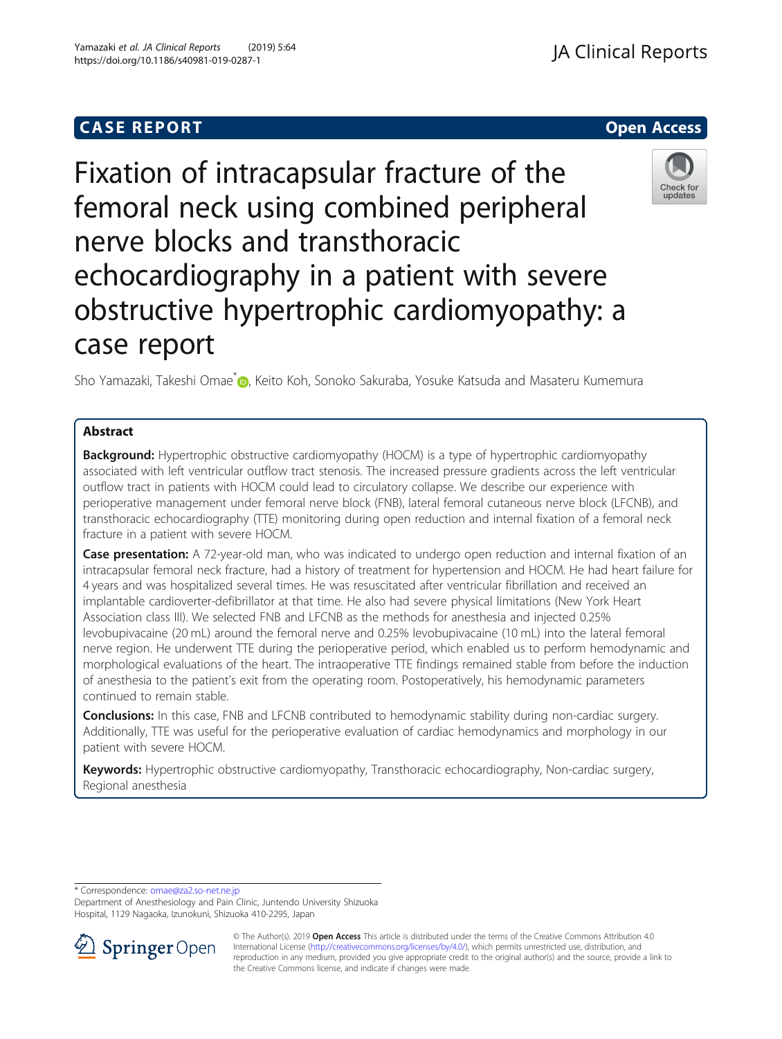CASE REPORT

Open Access

# Fixation of intracapsular fracture of the femoral neck using combined peripheral nerve blocks and transthoracic echocardiography in a patient with severe obstructive hypertrophic cardiomyopathy: a case report

Sho Yamazaki, Takeshi Omae*, Keito Koh, Sonoko Sakuraba, Yosuke Katsuda and Masateru Kumemura

## Abstract

**Background:** Hypertrophic obstructive cardiomyopathy (HOCM) is a type of hypertrophic cardiomyopathy associated with left ventricular outflow tract stenosis. The increased pressure gradients across the left ventricular outflow tract in patients with HOCM could lead to circulatory collapse. We describe our experience with perioperative management under femoral nerve block (FNB), lateral femoral cutaneous nerve block (LFCNB), and transthoracic echocardiography (TTE) monitoring during open reduction and internal fixation of a femoral neck fracture in a patient with severe HOCM.

**Case presentation:** A 72-year-old man, who was indicated to undergo open reduction and internal fixation of an intracapsular femoral neck fracture, had a history of treatment for hypertension and HOCM. He had heart failure for 4 years and was hospitalized several times. He was resuscitated after ventricular fibrillation and received an implantable cardioverter-defibrillator at that time. He also had severe physical limitations (New York Heart Association class III). We selected FNB and LFCNB as the methods for anesthesia and injected 0.25% levobupivacaine (20 mL) around the femoral nerve and 0.25% levobupivacaine (10 mL) into the lateral femoral nerve region. He underwent TTE during the perioperative period, which enabled us to perform hemodynamic and morphological evaluations of the heart. The intraoperative TTE findings remained stable from before the induction of anesthesia to the patient's exit from the operating room. Postoperatively, his hemodynamic parameters continued to remain stable.

**Conclusions:** In this case, FNB and LFCNB contributed to hemodynamic stability during non-cardiac surgery. Additionally, TTE was useful for the perioperative evaluation of cardiac hemodynamics and morphology in our patient with severe HOCM.

**Keywords:** Hypertrophic obstructive cardiomyopathy, Transthoracic echocardiography, Non-cardiac surgery, Regional anesthesia

---

* Correspondence: omae@za2.so-net.ne.jp
Department of Anesthesiology and Pain Clinic, Juntendo University Shizuoka Hospital, 1129 Nagaoka, Izunokuni, Shizuoka 410-2295, Japan

© The Author(s). 2019 **Open Access** This article is distributed under the terms of the Creative Commons Attribution 4.0 International License (http://creativecommons.org/licenses/by/4.0/), which permits unrestricted use, distribution, and reproduction in any medium, provided you give appropriate credit to the original author(s) and the source, provide a link to the Creative Commons license, and indicate if changes were made.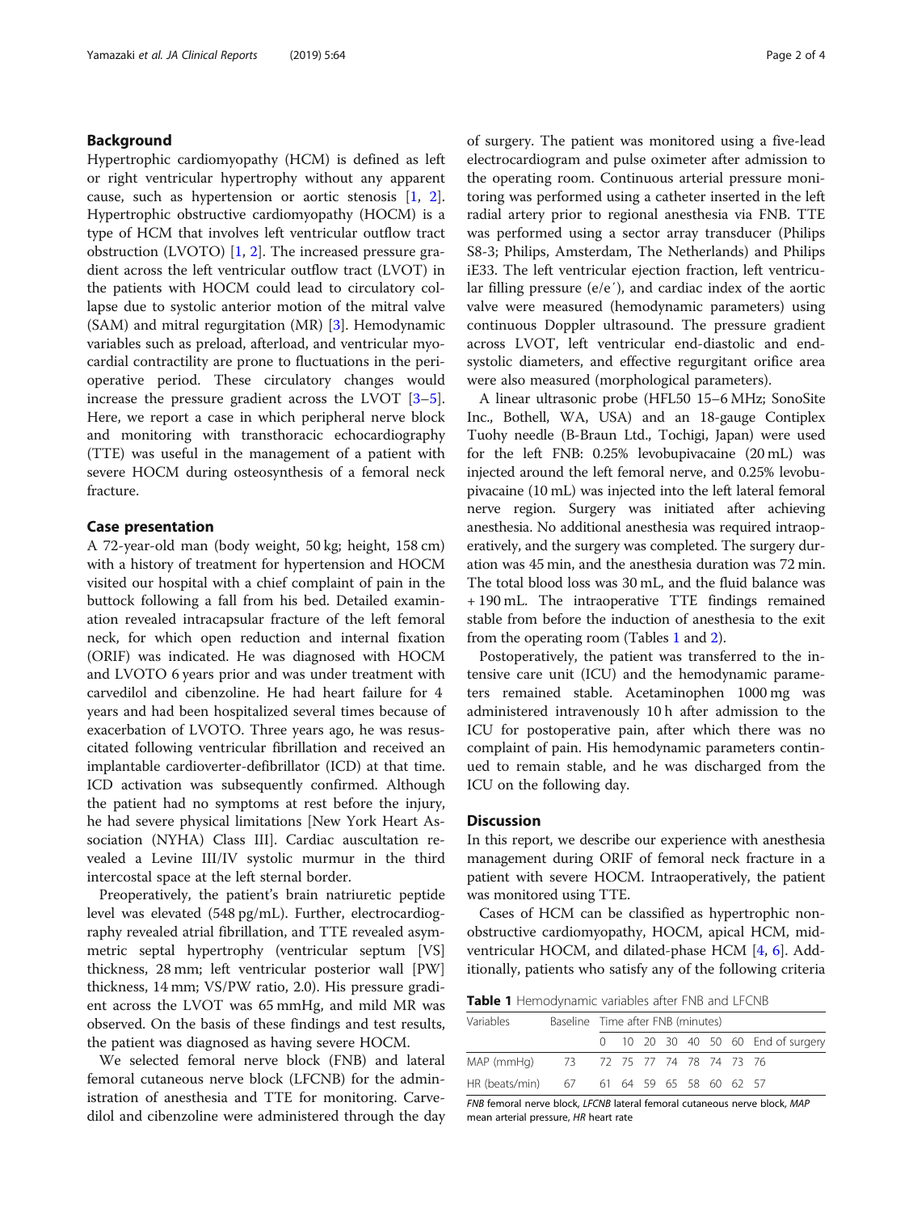## Background

Hypertrophic cardiomyopathy (HCM) is defined as left or right ventricular hypertrophy without any apparent cause, such as hypertension or aortic stenosis [1, 2]. Hypertrophic obstructive cardiomyopathy (HOCM) is a type of HCM that involves left ventricular outflow tract obstruction (LVOTO) [1, 2]. The increased pressure gradient across the left ventricular outflow tract (LVOT) in the patients with HOCM could lead to circulatory collapse due to systolic anterior motion of the mitral valve (SAM) and mitral regurgitation (MR) [3]. Hemodynamic variables such as preload, afterload, and ventricular myocardial contractility are prone to fluctuations in the perioperative period. These circulatory changes would increase the pressure gradient across the LVOT [3–5]. Here, we report a case in which peripheral nerve block and monitoring with transthoracic echocardiography (TTE) was useful in the management of a patient with severe HOCM during osteosynthesis of a femoral neck fracture.

## Case presentation

A 72-year-old man (body weight, 50 kg; height, 158 cm) with a history of treatment for hypertension and HOCM visited our hospital with a chief complaint of pain in the buttock following a fall from his bed. Detailed examination revealed intracapsular fracture of the left femoral neck, for which open reduction and internal fixation (ORIF) was indicated. He was diagnosed with HOCM and LVOTO 6 years prior and was under treatment with carvedilol and cibenzoline. He had heart failure for 4 years and had been hospitalized several times because of exacerbation of LVOTO. Three years ago, he was resuscitated following ventricular fibrillation and received an implantable cardioverter-defibrillator (ICD) at that time. ICD activation was subsequently confirmed. Although the patient had no symptoms at rest before the injury, he had severe physical limitations [New York Heart Association (NYHA) Class III]. Cardiac auscultation revealed a Levine III/IV systolic murmur in the third intercostal space at the left sternal border.

Preoperatively, the patient's brain natriuretic peptide level was elevated (548 pg/mL). Further, electrocardiography revealed atrial fibrillation, and TTE revealed asymmetric septal hypertrophy (ventricular septum [VS] thickness, 28 mm; left ventricular posterior wall [PW] thickness, 14 mm; VS/PW ratio, 2.0). His pressure gradient across the LVOT was 65 mmHg, and mild MR was observed. On the basis of these findings and test results, the patient was diagnosed as having severe HOCM.

We selected femoral nerve block (FNB) and lateral femoral cutaneous nerve block (LFCNB) for the administration of anesthesia and TTE for monitoring. Carvedilol and cibenzoline were administered through the day of surgery. The patient was monitored using a five-lead electrocardiogram and pulse oximeter after admission to the operating room. Continuous arterial pressure monitoring was performed using a catheter inserted in the left radial artery prior to regional anesthesia via FNB. TTE was performed using a sector array transducer (Philips S8-3; Philips, Amsterdam, The Netherlands) and Philips iE33. The left ventricular ejection fraction, left ventricular filling pressure (e/e′), and cardiac index of the aortic valve were measured (hemodynamic parameters) using continuous Doppler ultrasound. The pressure gradient across LVOT, left ventricular end-diastolic and end-systolic diameters, and effective regurgitant orifice area were also measured (morphological parameters).

A linear ultrasonic probe (HFL50 15–6 MHz; SonoSite Inc., Bothell, WA, USA) and an 18-gauge Contiplex Tuohy needle (B-Braun Ltd., Tochigi, Japan) were used for the left FNB: 0.25% levobupivacaine (20 mL) was injected around the left femoral nerve, and 0.25% levobupivacaine (10 mL) was injected into the left lateral femoral nerve region. Surgery was initiated after achieving anesthesia. No additional anesthesia was required intraoperatively, and the surgery was completed. The surgery duration was 45 min, and the anesthesia duration was 72 min. The total blood loss was 30 mL, and the fluid balance was + 190 mL. The intraoperative TTE findings remained stable from before the induction of anesthesia to the exit from the operating room (Tables 1 and 2).

Postoperatively, the patient was transferred to the intensive care unit (ICU) and the hemodynamic parameters remained stable. Acetaminophen 1000 mg was administered intravenously 10 h after admission to the ICU for postoperative pain, after which there was no complaint of pain. His hemodynamic parameters continued to remain stable, and he was discharged from the ICU on the following day.

## Discussion

In this report, we describe our experience with anesthesia management during ORIF of femoral neck fracture in a patient with severe HOCM. Intraoperatively, the patient was monitored using TTE.

Cases of HCM can be classified as hypertrophic nonobstructive cardiomyopathy, HOCM, apical HCM, midventricular HOCM, and dilated-phase HCM [4, 6]. Additionally, patients who satisfy any of the following criteria

**Table 1** Hemodynamic variables after FNB and LFCNB

| Variables | Baseline | Time after FNB (minutes) | | | | | | | |
|---|---|---|---|---|---|---|---|---|---|
| | | 0 | 10 | 20 | 30 | 40 | 50 | 60 | End of surgery |
| MAP (mmHg) | 73 | 72 | 75 | 77 | 74 | 78 | 74 | 73 | 76 |
| HR (beats/min) | 67 | 61 | 64 | 59 | 65 | 58 | 60 | 62 | 57 |

*FNB* femoral nerve block, *LFCNB* lateral femoral cutaneous nerve block, *MAP* mean arterial pressure, *HR* heart rate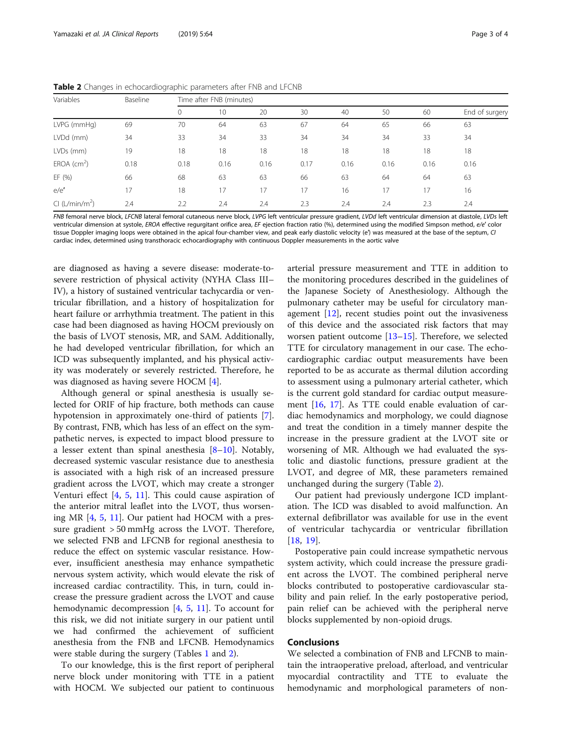**Table 2** Changes in echocardiographic parameters after FNB and LFCNB

| Variables | Baseline | Time after FNB (minutes) | | | | | | | |
|---|---|---|---|---|---|---|---|---|---|
| | | 0 | 10 | 20 | 30 | 40 | 50 | 60 | End of surgery |
| LVPG (mmHg) | 69 | 70 | 64 | 63 | 67 | 64 | 65 | 66 | 63 |
| LVDd (mm) | 34 | 33 | 34 | 33 | 34 | 34 | 34 | 33 | 34 |
| LVDs (mm) | 19 | 18 | 18 | 18 | 18 | 18 | 18 | 18 | 18 |
| EROA ($cm^2$) | 0.18 | 0.18 | 0.16 | 0.16 | 0.17 | 0.16 | 0.16 | 0.16 | 0.16 |
| EF (%) | 66 | 68 | 63 | 63 | 66 | 63 | 64 | 64 | 63 |
| e/e′ | 17 | 18 | 17 | 17 | 17 | 16 | 17 | 17 | 16 |
| CI ($L/min/m^2$) | 2.4 | 2.2 | 2.4 | 2.4 | 2.3 | 2.4 | 2.4 | 2.3 | 2.4 |

*FNB* femoral nerve block, *LFCNB* lateral femoral cutaneous nerve block, *LVPG* left ventricular pressure gradient, *LVDd* left ventricular dimension at diastole, *LVDs* left ventricular dimension at systole, *EROA* effective regurgitant orifice area, *EF* ejection fraction ratio (%), determined using the modified Simpson method, *e/e′* color tissue Doppler imaging loops were obtained in the apical four-chamber view, and peak early diastolic velocity (e′) was measured at the base of the septum, *CI* cardiac index, determined using transthoracic echocardiography with continuous Doppler measurements in the aortic valve

are diagnosed as having a severe disease: moderate-to-severe restriction of physical activity (NYHA Class III–IV), a history of sustained ventricular tachycardia or ventricular fibrillation, and a history of hospitalization for heart failure or arrhythmia treatment. The patient in this case had been diagnosed as having HOCM previously on the basis of LVOT stenosis, MR, and SAM. Additionally, he had developed ventricular fibrillation, for which an ICD was subsequently implanted, and his physical activity was moderately or severely restricted. Therefore, he was diagnosed as having severe HOCM [4].

Although general or spinal anesthesia is usually selected for ORIF of hip fracture, both methods can cause hypotension in approximately one-third of patients [7]. By contrast, FNB, which has less of an effect on the sympathetic nerves, is expected to impact blood pressure to a lesser extent than spinal anesthesia [8–10]. Notably, decreased systemic vascular resistance due to anesthesia is associated with a high risk of an increased pressure gradient across the LVOT, which may create a stronger Venturi effect [4, 5, 11]. This could cause aspiration of the anterior mitral leaflet into the LVOT, thus worsening MR [4, 5, 11]. Our patient had HOCM with a pressure gradient > 50 mmHg across the LVOT. Therefore, we selected FNB and LFCNB for regional anesthesia to reduce the effect on systemic vascular resistance. However, insufficient anesthesia may enhance sympathetic nervous system activity, which would elevate the risk of increased cardiac contractility. This, in turn, could increase the pressure gradient across the LVOT and cause hemodynamic decompression [4, 5, 11]. To account for this risk, we did not initiate surgery in our patient until we had confirmed the achievement of sufficient anesthesia from the FNB and LFCNB. Hemodynamics were stable during the surgery (Tables 1 and 2).

To our knowledge, this is the first report of peripheral nerve block under monitoring with TTE in a patient with HOCM. We subjected our patient to continuous arterial pressure measurement and TTE in addition to the monitoring procedures described in the guidelines of the Japanese Society of Anesthesiology. Although the pulmonary catheter may be useful for circulatory management [12], recent studies point out the invasiveness of this device and the associated risk factors that may worsen patient outcome [13–15]. Therefore, we selected TTE for circulatory management in our case. The echocardiographic cardiac output measurements have been reported to be as accurate as thermal dilution according to assessment using a pulmonary arterial catheter, which is the current gold standard for cardiac output measurement [16, 17]. As TTE could enable evaluation of cardiac hemodynamics and morphology, we could diagnose and treat the condition in a timely manner despite the increase in the pressure gradient at the LVOT site or worsening of MR. Although we had evaluated the systolic and diastolic functions, pressure gradient at the LVOT, and degree of MR, these parameters remained unchanged during the surgery (Table 2).

Our patient had previously undergone ICD implantation. The ICD was disabled to avoid malfunction. An external defibrillator was available for use in the event of ventricular tachycardia or ventricular fibrillation [18, 19].

Postoperative pain could increase sympathetic nervous system activity, which could increase the pressure gradient across the LVOT. The combined peripheral nerve blocks contributed to postoperative cardiovascular stability and pain relief. In the early postoperative period, pain relief can be achieved with the peripheral nerve blocks supplemented by non-opioid drugs.

## Conclusions

We selected a combination of FNB and LFCNB to maintain the intraoperative preload, afterload, and ventricular myocardial contractility and TTE to evaluate the hemodynamic and morphological parameters of non-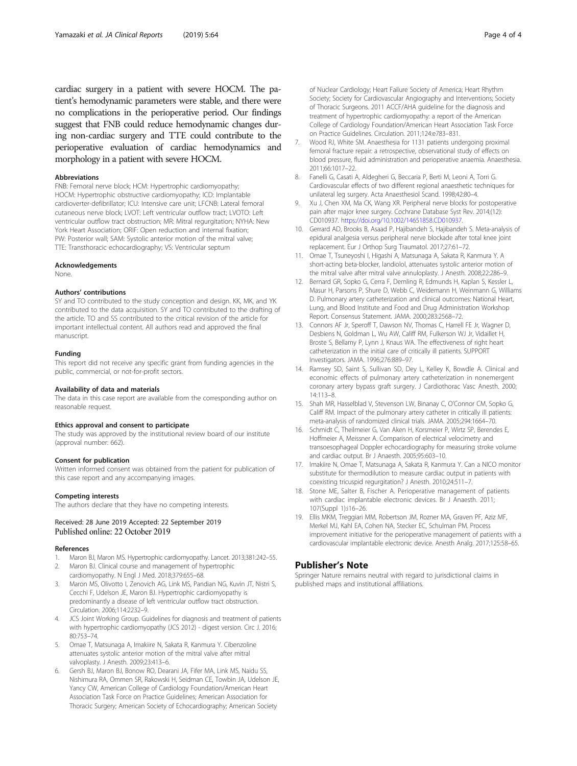cardiac surgery in a patient with severe HOCM. The patient's hemodynamic parameters were stable, and there were no complications in the perioperative period. Our findings suggest that FNB could reduce hemodynamic changes during non-cardiac surgery and TTE could contribute to the perioperative evaluation of cardiac hemodynamics and morphology in a patient with severe HOCM.

### Abbreviations

FNB: Femoral nerve block; HCM: Hypertrophic cardiomyopathy; HOCM: Hypertrophic obstructive cardiomyopathy; ICD: Implantable cardioverter-defibrillator; ICU: Intensive care unit; LFCNB: Lateral femoral cutaneous nerve block; LVOT: Left ventricular outflow tract; LVOTO: Left ventricular outflow tract obstruction; MR: Mitral regurgitation; NYHA: New York Heart Association; ORIF: Open reduction and internal fixation; PW: Posterior wall; SAM: Systolic anterior motion of the mitral valve; TTE: Transthoracic echocardiography; VS: Ventricular septum

### Acknowledgements

None.

### Authors' contributions

SY and TO contributed to the study conception and design. KK, MK, and YK contributed to the data acquisition. SY and TO contributed to the drafting of the article. TO and SS contributed to the critical revision of the article for important intellectual content. All authors read and approved the final manuscript.

### Funding

This report did not receive any specific grant from funding agencies in the public, commercial, or not-for-profit sectors.

### Availability of data and materials

The data in this case report are available from the corresponding author on reasonable request.

### Ethics approval and consent to participate

The study was approved by the institutional review board of our institute (approval number: 662).

### Consent for publication

Written informed consent was obtained from the patient for publication of this case report and any accompanying images.

### Competing interests

The authors declare that they have no competing interests.

Received: 28 June 2019 Accepted: 22 September 2019
Published online: 22 October 2019

### References

1. Maron BJ, Maron MS. Hypertrophic cardiomyopathy. Lancet. 2013;381:242–55.
2. Maron BJ. Clinical course and management of hypertrophic cardiomyopathy. N Engl J Med. 2018;379:655–68.
3. Maron MS, Olivotto I, Zenovich AG, Link MS, Pandian NG, Kuvin JT, Nistri S, Cecchi F, Udelson JE, Maron BJ. Hypertrophic cardiomyopathy is predominantly a disease of left ventricular outflow tract obstruction. Circulation. 2006;114:2232–9.
4. JCS Joint Working Group. Guidelines for diagnosis and treatment of patients with hypertrophic cardiomyopathy (JCS 2012) - digest version. Circ J. 2016; 80:753–74.
5. Omae T, Matsunaga A, Imakiire N, Sakata R, Kanmura Y. Cibenzoline attenuates systolic anterior motion of the mitral valve after mitral valvoplasty. J Anesth. 2009;23:413–6.
6. Gersh BJ, Maron BJ, Bonow RO, Dearani JA, Fifer MA, Link MS, Naidu SS, Nishimura RA, Ommen SR, Rakowski H, Seidman CE, Towbin JA, Udelson JE, Yancy CW, American College of Cardiology Foundation/American Heart Association Task Force on Practice Guidelines; American Association for Thoracic Surgery; American Society of Echocardiography; American Society of Nuclear Cardiology; Heart Failure Society of America; Heart Rhythm Society; Society for Cardiovascular Angiography and Interventions; Society of Thoracic Surgeons. 2011 ACCF/AHA guideline for the diagnosis and treatment of hypertrophic cardiomyopathy: a report of the American College of Cardiology Foundation/American Heart Association Task Force on Practice Guidelines. Circulation. 2011;124:e783–831.
7. Wood RJ, White SM. Anaesthesia for 1131 patients undergoing proximal femoral fracture repair: a retrospective, observational study of effects on blood pressure, fluid administration and perioperative anaemia. Anaesthesia. 2011;66:1017–22.
8. Fanelli G, Casati A, Aldegheri G, Beccaria P, Berti M, Leoni A, Torri G. Cardiovascular effects of two different regional anaesthetic techniques for unilateral leg surgery. Acta Anaesthesiol Scand. 1998;42:80–4.
9. Xu J, Chen XM, Ma CK, Wang XR. Peripheral nerve blocks for postoperative pain after major knee surgery. Cochrane Database Syst Rev. 2014;(12): CD010937. https://doi.org/10.1002/14651858.CD010937.
10. Gerrard AD, Brooks B, Asaad P, Hajibandeh S, Hajibandeh S. Meta-analysis of epidural analgesia versus peripheral nerve blockade after total knee joint replacement. Eur J Orthop Surg Traumatol. 2017;27:61–72.
11. Omae T, Tsuneyoshi I, Higashi A, Matsunaga A, Sakata R, Kanmura Y. A short-acting beta-blocker, landiolol, attenuates systolic anterior motion of the mitral valve after mitral valve annuloplasty. J Anesth. 2008;22:286–9.
12. Bernard GR, Sopko G, Cerra F, Demling R, Edmunds H, Kaplan S, Kessler L, Masur H, Parsons P, Shure D, Webb C, Weidemann H, Weinmann G, Williams D. Pulmonary artery catheterization and clinical outcomes: National Heart, Lung, and Blood Institute and Food and Drug Administration Workshop Report. Consensus Statement. JAMA. 2000;283:2568–72.
13. Connors AF Jr, Speroff T, Dawson NV, Thomas C, Harrell FE Jr, Wagner D, Desbiens N, Goldman L, Wu AW, Califf RM, Fulkerson WJ Jr, Vidaillet H, Broste S, Bellamy P, Lynn J, Knaus WA. The effectiveness of right heart catheterization in the initial care of critically ill patients. SUPPORT Investigators. JAMA. 1996;276:889–97.
14. Ramsey SD, Saint S, Sullivan SD, Dey L, Kelley K, Bowdle A. Clinical and economic effects of pulmonary artery catheterization in nonemergent coronary artery bypass graft surgery. J Cardiothorac Vasc Anesth. 2000; 14:113–8.
15. Shah MR, Hasselblad V, Stevenson LW, Binanay C, O'Connor CM, Sopko G, Califf RM. Impact of the pulmonary artery catheter in critically ill patients: meta-analysis of randomized clinical trials. JAMA. 2005;294:1664–70.
16. Schmidt C, Theilmeier G, Van Aken H, Korsmeier P, Wirtz SP, Berendes E, Hoffmeier A, Meissner A. Comparison of electrical velocimetry and transoesophageal Doppler echocardiography for measuring stroke volume and cardiac output. Br J Anaesth. 2005;95:603–10.
17. Imakiire N, Omae T, Matsunaga A, Sakata R, Kanmura Y. Can a NICO monitor substitute for thermodilution to measure cardiac output in patients with coexisting tricuspid regurgitation? J Anesth. 2010;24:511–7.
18. Stone ME, Salter B, Fischer A. Perioperative management of patients with cardiac implantable electronic devices. Br J Anaesth. 2011; 107(Suppl 1):i16–26.
19. Ellis MKM, Treggiari MM, Robertson JM, Rozner MA, Graven PF, Aziz MF, Merkel MJ, Kahl EA, Cohen NA, Stecker EC, Schulman PM. Process improvement initiative for the perioperative management of patients with a cardiovascular implantable electronic device. Anesth Analg. 2017;125:58–65.

## Publisher's Note

Springer Nature remains neutral with regard to jurisdictional claims in published maps and institutional affiliations.